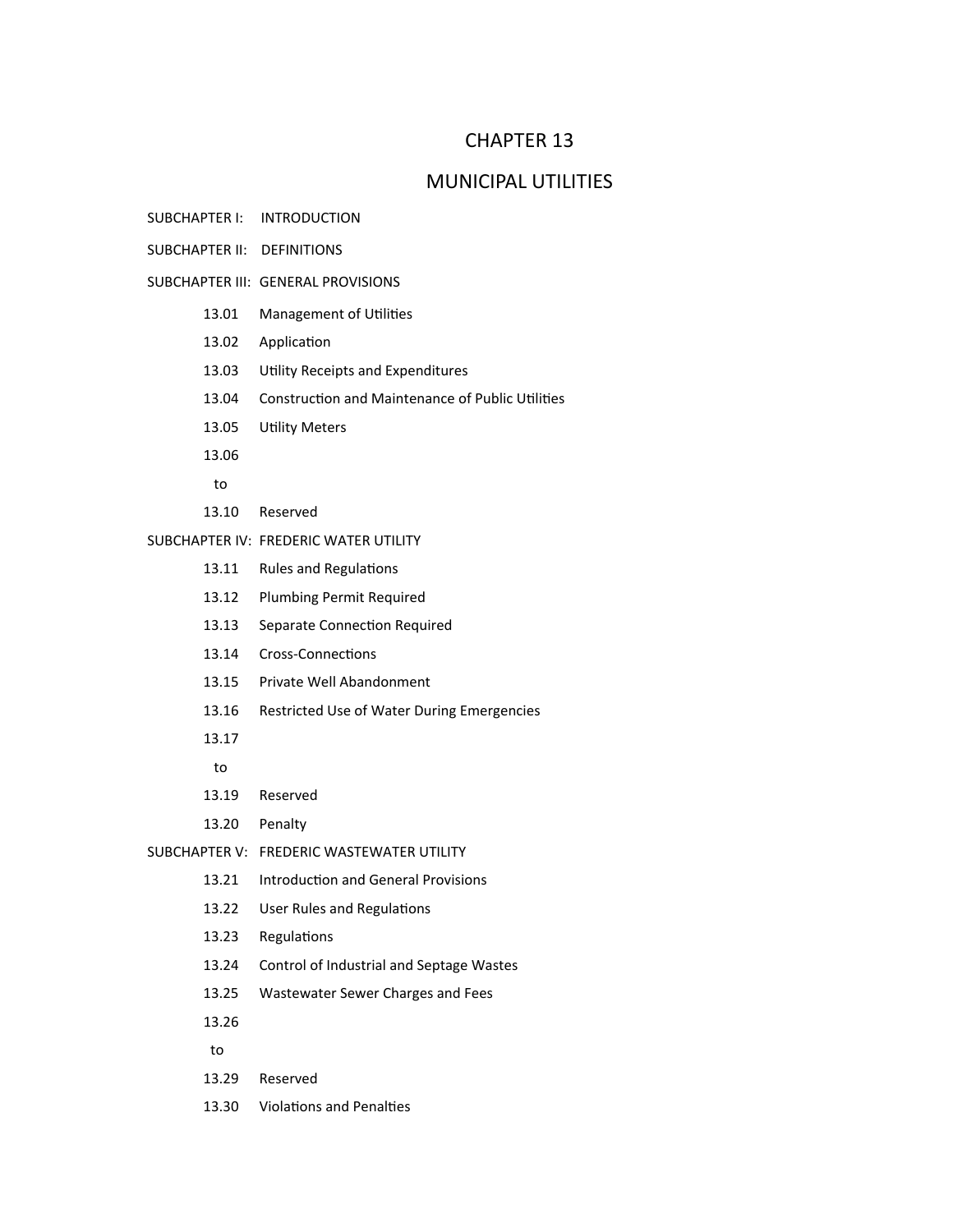# CHAPTER 13

# MUNICIPAL UTILITIES

SUBCHAPTER I: INTRODUCTION

SUBCHAPTER II: DEFINITIONS

SUBCHAPTER III: GENERAL PROVISIONS

- 13.01 Management of Utilities
- 13.02 Application
- 13.03 Utility Receipts and Expenditures
- 13.04 Construction and Maintenance of Public Utilities
- 13.05 Utility Meters
- 13.06 to 13.10 Reserved

SUBCHAPTER IV: FREDERIC WATER UTILITY

- 13.11 Rules and Regulations
- 13.12 Plumbing Permit Required
- 13.13 Separate Connection Required
- 13.14 Cross-Connections
- 13.15 Private Well Abandonment
- 13.16 Restricted Use of Water During Emergencies
- 13.17 to 13.19 Reserved
- 13.20 Penalty

SUBCHAPTER V: FREDERIC WASTEWATER UTILITY

- 13.21 Introduction and General Provisions
- 13.22 User Rules and Regulations
- 13.23 Regulations
- 13.24 Control of Industrial and Septage Wastes
- 13.25 Wastewater Sewer Charges and Fees
- 13.26 to 13.29 Reserved
- 13.30 Violations and Penalties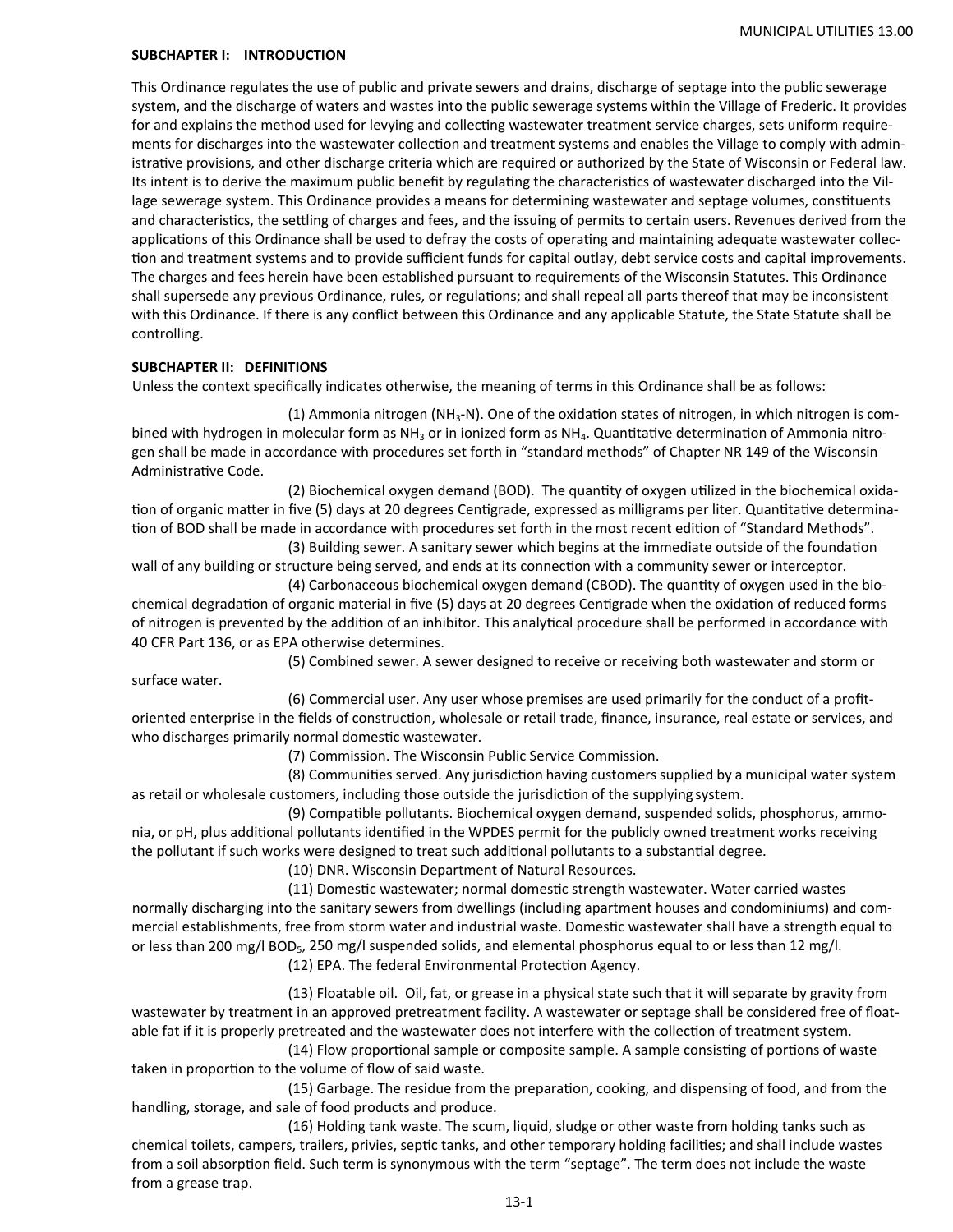## SUBCHAPTER I: INTRODUCTION

This Ordinance regulates the use of public and private sewers and drains, discharge of septage into the public sewerage system, and the discharge of waters and wastes into the public sewerage systems within the Village of Frederic. It provides for and explains the method used for levying and collecting wastewater treatment service charges, sets uniform requirements for discharges into the wastewater collection and treatment systems and enables the Village to comply with administrative provisions, and other discharge criteria which are required or authorized by the State of Wisconsin or Federal law. Its intent is to derive the maximum public benefit by regulating the characteristics of wastewater discharged into the Village sewerage system. This Ordinance provides a means for determining wastewater and septage volumes, constituents and characteristics, the settling of charges and fees, and the issuing of permits to certain users. Revenues derived from the applications of this Ordinance shall be used to defray the costs of operating and maintaining adequate wastewater collection and treatment systems and to provide sufficient funds for capital outlay, debt service costs and capital improvements. The charges and fees herein have been established pursuant to requirements of the Wisconsin Statutes. This Ordinance shall supersede any previous Ordinance, rules, or regulations; and shall repeal all parts thereof that may be inconsistent with this Ordinance. If there is any conflict between this Ordinance and any applicable Statute, the State Statute shall be controlling.

## SUBCHAPTER II: DEFINITIONS

Unless the context specifically indicates otherwise, the meaning of terms in this Ordinance shall be as follows:

(1) Ammonia nitrogen ($NH_3$-N). One of the oxidation states of nitrogen, in which nitrogen is combined with hydrogen in molecular form as $NH_3$ or in ionized form as $NH_4$. Quantitative determination of Ammonia nitrogen shall be made in accordance with procedures set forth in "standard methods" of Chapter NR 149 of the Wisconsin Administrative Code.

(2) Biochemical oxygen demand (BOD). The quantity of oxygen utilized in the biochemical oxidation of organic matter in five (5) days at 20 degrees Centigrade, expressed as milligrams per liter. Quantitative determination of BOD shall be made in accordance with procedures set forth in the most recent edition of "Standard Methods".

(3) Building sewer. A sanitary sewer which begins at the immediate outside of the foundation wall of any building or structure being served, and ends at its connection with a community sewer or interceptor.

(4) Carbonaceous biochemical oxygen demand (CBOD). The quantity of oxygen used in the biochemical degradation of organic material in five (5) days at 20 degrees Centigrade when the oxidation of reduced forms of nitrogen is prevented by the addition of an inhibitor. This analytical procedure shall be performed in accordance with 40 CFR Part 136, or as EPA otherwise determines.

(5) Combined sewer. A sewer designed to receive or receiving both wastewater and storm or surface water.

(6) Commercial user. Any user whose premises are used primarily for the conduct of a profit-oriented enterprise in the fields of construction, wholesale or retail trade, finance, insurance, real estate or services, and who discharges primarily normal domestic wastewater.

(7) Commission. The Wisconsin Public Service Commission.

(8) Communities served. Any jurisdiction having customers supplied by a municipal water system as retail or wholesale customers, including those outside the jurisdiction of the supplying system.

(9) Compatible pollutants. Biochemical oxygen demand, suspended solids, phosphorus, ammonia, or pH, plus additional pollutants identified in the WPDES permit for the publicly owned treatment works receiving the pollutant if such works were designed to treat such additional pollutants to a substantial degree.

(10) DNR. Wisconsin Department of Natural Resources.

(11) Domestic wastewater; normal domestic strength wastewater. Water carried wastes normally discharging into the sanitary sewers from dwellings (including apartment houses and condominiums) and commercial establishments, free from storm water and industrial waste. Domestic wastewater shall have a strength equal to or less than 200 mg/l $BOD_5$, 250 mg/l suspended solids, and elemental phosphorus equal to or less than 12 mg/l.

(12) EPA. The federal Environmental Protection Agency.

(13) Floatable oil. Oil, fat, or grease in a physical state such that it will separate by gravity from wastewater by treatment in an approved pretreatment facility. A wastewater or septage shall be considered free of floatable fat if it is properly pretreated and the wastewater does not interfere with the collection of treatment system.

(14) Flow proportional sample or composite sample. A sample consisting of portions of waste taken in proportion to the volume of flow of said waste.

(15) Garbage. The residue from the preparation, cooking, and dispensing of food, and from the handling, storage, and sale of food products and produce.

(16) Holding tank waste. The scum, liquid, sludge or other waste from holding tanks such as chemical toilets, campers, trailers, privies, septic tanks, and other temporary holding facilities; and shall include wastes from a soil absorption field. Such term is synonymous with the term "septage". The term does not include the waste from a grease trap.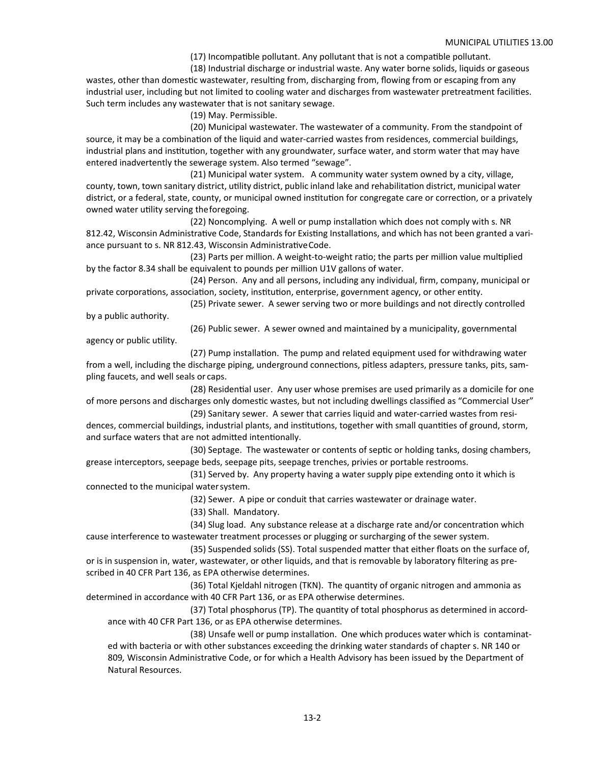(17) Incompatible pollutant. Any pollutant that is not a compatible pollutant.

(18) Industrial discharge or industrial waste. Any water borne solids, liquids or gaseous wastes, other than domestic wastewater, resulting from, discharging from, flowing from or escaping from any industrial user, including but not limited to cooling water and discharges from wastewater pretreatment facilities. Such term includes any wastewater that is not sanitary sewage.

(19) May. Permissible.

(20) Municipal wastewater. The wastewater of a community. From the standpoint of source, it may be a combination of the liquid and water-carried wastes from residences, commercial buildings, industrial plans and institution, together with any groundwater, surface water, and storm water that may have entered inadvertently the sewerage system. Also termed "sewage".

(21) Municipal water system. A community water system owned by a city, village, county, town, town sanitary district, utility district, public inland lake and rehabilitation district, municipal water district, or a federal, state, county, or municipal owned institution for congregate care or correction, or a privately owned water utility serving the foregoing.

(22) Noncomplying. A well or pump installation which does not comply with s. NR 812.42, Wisconsin Administrative Code, Standards for Existing Installations, and which has not been granted a variance pursuant to s. NR 812.43, Wisconsin Administrative Code.

(23) Parts per million. A weight-to-weight ratio; the parts per million value multiplied by the factor 8.34 shall be equivalent to pounds per million U1V gallons of water.

(24) Person. Any and all persons, including any individual, firm, company, municipal or private corporations, association, society, institution, enterprise, government agency, or other entity.

(25) Private sewer. A sewer serving two or more buildings and not directly controlled by a public authority.

(26) Public sewer. A sewer owned and maintained by a municipality, governmental agency or public utility.

(27) Pump installation. The pump and related equipment used for withdrawing water from a well, including the discharge piping, underground connections, pitless adapters, pressure tanks, pits, sampling faucets, and well seals or caps.

(28) Residential user. Any user whose premises are used primarily as a domicile for one of more persons and discharges only domestic wastes, but not including dwellings classified as "Commercial User"

(29) Sanitary sewer. A sewer that carries liquid and water-carried wastes from residences, commercial buildings, industrial plants, and institutions, together with small quantities of ground, storm, and surface waters that are not admitted intentionally.

(30) Septage. The wastewater or contents of septic or holding tanks, dosing chambers, grease interceptors, seepage beds, seepage pits, seepage trenches, privies or portable restrooms.

(31) Served by. Any property having a water supply pipe extending onto it which is connected to the municipal water system.

(32) Sewer. A pipe or conduit that carries wastewater or drainage water.

(33) Shall. Mandatory.

(34) Slug load. Any substance release at a discharge rate and/or concentration which cause interference to wastewater treatment processes or plugging or surcharging of the sewer system.

(35) Suspended solids (SS). Total suspended matter that either floats on the surface of, or is in suspension in, water, wastewater, or other liquids, and that is removable by laboratory filtering as prescribed in 40 CFR Part 136, as EPA otherwise determines.

(36) Total Kjeldahl nitrogen (TKN). The quantity of organic nitrogen and ammonia as determined in accordance with 40 CFR Part 136, or as EPA otherwise determines.

(37) Total phosphorus (TP). The quantity of total phosphorus as determined in accordance with 40 CFR Part 136, or as EPA otherwise determines.

(38) Unsafe well or pump installation. One which produces water which is contaminated with bacteria or with other substances exceeding the drinking water standards of chapter s. NR 140 or 809*,* Wisconsin Administrative Code, or for which a Health Advisory has been issued by the Department of Natural Resources.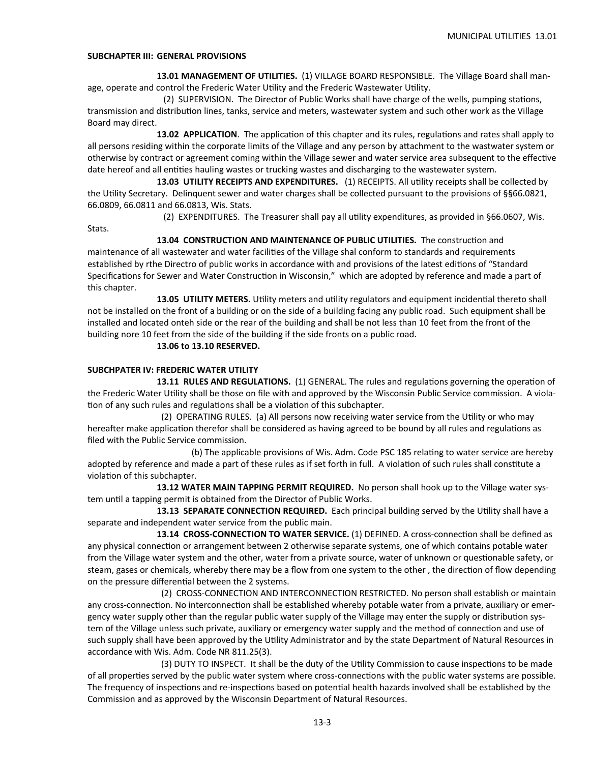## SUBCHAPTER III: GENERAL PROVISIONS

**13.01 MANAGEMENT OF UTILITIES.** (1) VILLAGE BOARD RESPONSIBLE. The Village Board shall manage, operate and control the Frederic Water Utility and the Frederic Wastewater Utility.

(2) SUPERVISION. The Director of Public Works shall have charge of the wells, pumping stations, transmission and distribution lines, tanks, service and meters, wastewater system and such other work as the Village Board may direct.

**13.02 APPLICATION**. The application of this chapter and its rules, regulations and rates shall apply to all persons residing within the corporate limits of the Village and any person by attachment to the wastwater system or otherwise by contract or agreement coming within the Village sewer and water service area subsequent to the effective date hereof and all entities hauling wastes or trucking wastes and discharging to the wastewater system.

**13.03 UTILITY RECEIPTS AND EXPENDITURES.** (1) RECEIPTS. All utility receipts shall be collected by the Utility Secretary. Delinquent sewer and water charges shall be collected pursuant to the provisions of §§66.0821, 66.0809, 66.0811 and 66.0813, Wis. Stats.

(2) EXPENDITURES. The Treasurer shall pay all utility expenditures, as provided in §66.0607, Wis. Stats.

**13.04 CONSTRUCTION AND MAINTENANCE OF PUBLIC UTILITIES.** The construction and maintenance of all wastewater and water facilities of the Village shal conform to standards and requirements established by rthe Directro of public works in accordance with and provisions of the latest editions of "Standard Specifications for Sewer and Water Construction in Wisconsin," which are adopted by reference and made a part of this chapter.

**13.05 UTILITY METERS.** Utility meters and utility regulators and equipment incidential thereto shall not be installed on the front of a building or on the side of a building facing any public road. Such equipment shall be installed and located onteh side or the rear of the building and shall be not less than 10 feet from the front of the building nore 10 feet from the side of the building if the side fronts on a public road.

**13.06 to 13.10 RESERVED.**

## SUBCHPATER IV: FREDERIC WATER UTILITY

**13.11 RULES AND REGULATIONS.** (1) GENERAL. The rules and regulations governing the operation of the Frederic Water Utility shall be those on file with and approved by the Wisconsin Public Service commission. A violation of any such rules and regulations shall be a violation of this subchapter.

(2) OPERATING RULES. (a) All persons now receiving water service from the Utility or who may hereafter make application therefor shall be considered as having agreed to be bound by all rules and regulations as filed with the Public Service commission.

(b) The applicable provisions of Wis. Adm. Code PSC 185 relating to water service are hereby adopted by reference and made a part of these rules as if set forth in full. A violation of such rules shall constitute a violation of this subchapter.

**13.12 WATER MAIN TAPPING PERMIT REQUIRED.** No person shall hook up to the Village water system until a tapping permit is obtained from the Director of Public Works.

**13.13 SEPARATE CONNECTION REQUIRED.** Each principal building served by the Utility shall have a separate and independent water service from the public main.

**13.14 CROSS-CONNECTION TO WATER SERVICE.** (1) DEFINED. A cross-connection shall be defined as any physical connection or arrangement between 2 otherwise separate systems, one of which contains potable water from the Village water system and the other, water from a private source, water of unknown or questionable safety, or steam, gases or chemicals, whereby there may be a flow from one system to the other , the direction of flow depending on the pressure differential between the 2 systems.

(2) CROSS-CONNECTION AND INTERCONNECTION RESTRICTED. No person shall establish or maintain any cross-connection. No interconnection shall be established whereby potable water from a private, auxiliary or emergency water supply other than the regular public water supply of the Village may enter the supply or distribution system of the Village unless such private, auxiliary or emergency water supply and the method of connection and use of such supply shall have been approved by the Utility Administrator and by the state Department of Natural Resources in accordance with Wis. Adm. Code NR 811.25(3).

(3) DUTY TO INSPECT. It shall be the duty of the Utility Commission to cause inspections to be made of all properties served by the public water system where cross-connections with the public water systems are possible. The frequency of inspections and re-inspections based on potential health hazards involved shall be established by the Commission and as approved by the Wisconsin Department of Natural Resources.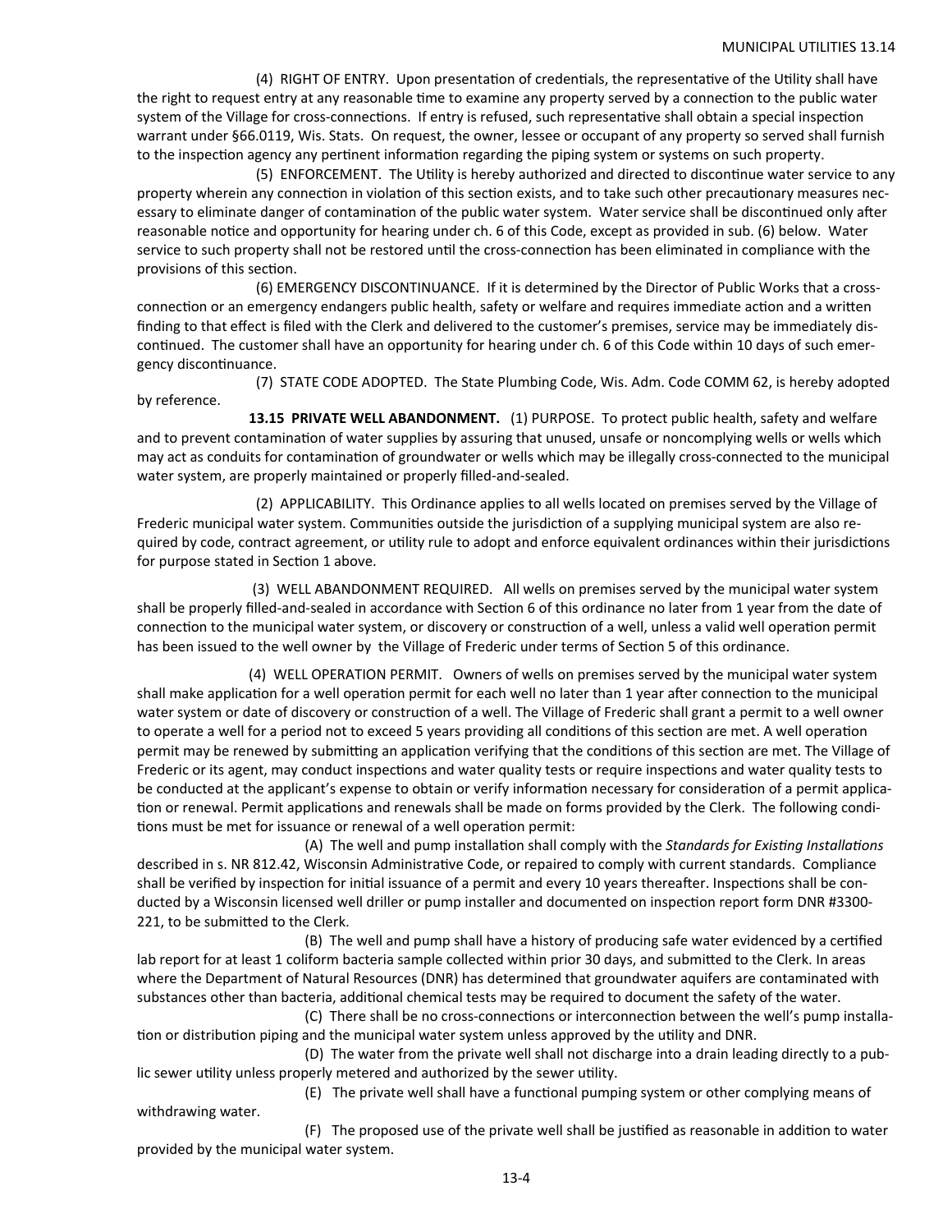(4) RIGHT OF ENTRY. Upon presentation of credentials, the representative of the Utility shall have the right to request entry at any reasonable time to examine any property served by a connection to the public water system of the Village for cross-connections. If entry is refused, such representative shall obtain a special inspection warrant under §66.0119, Wis. Stats. On request, the owner, lessee or occupant of any property so served shall furnish to the inspection agency any pertinent information regarding the piping system or systems on such property.

(5) ENFORCEMENT. The Utility is hereby authorized and directed to discontinue water service to any property wherein any connection in violation of this section exists, and to take such other precautionary measures necessary to eliminate danger of contamination of the public water system. Water service shall be discontinued only after reasonable notice and opportunity for hearing under ch. 6 of this Code, except as provided in sub. (6) below. Water service to such property shall not be restored until the cross-connection has been eliminated in compliance with the provisions of this section.

(6) EMERGENCY DISCONTINUANCE. If it is determined by the Director of Public Works that a cross-connection or an emergency endangers public health, safety or welfare and requires immediate action and a written finding to that effect is filed with the Clerk and delivered to the customer's premises, service may be immediately discontinued. The customer shall have an opportunity for hearing under ch. 6 of this Code within 10 days of such emergency discontinuance.

(7) STATE CODE ADOPTED. The State Plumbing Code, Wis. Adm. Code COMM 62, is hereby adopted by reference.

**13.15 PRIVATE WELL ABANDONMENT.** (1) PURPOSE. To protect public health, safety and welfare and to prevent contamination of water supplies by assuring that unused, unsafe or noncomplying wells or wells which may act as conduits for contamination of groundwater or wells which may be illegally cross-connected to the municipal water system, are properly maintained or properly filled-and-sealed.

(2) APPLICABILITY. This Ordinance applies to all wells located on premises served by the Village of Frederic municipal water system. Communities outside the jurisdiction of a supplying municipal system are also required by code, contract agreement, or utility rule to adopt and enforce equivalent ordinances within their jurisdictions for purpose stated in Section 1 above.

(3) WELL ABANDONMENT REQUIRED. All wells on premises served by the municipal water system shall be properly filled-and-sealed in accordance with Section 6 of this ordinance no later from 1 year from the date of connection to the municipal water system, or discovery or construction of a well, unless a valid well operation permit has been issued to the well owner by the Village of Frederic under terms of Section 5 of this ordinance.

(4) WELL OPERATION PERMIT. Owners of wells on premises served by the municipal water system shall make application for a well operation permit for each well no later than 1 year after connection to the municipal water system or date of discovery or construction of a well. The Village of Frederic shall grant a permit to a well owner to operate a well for a period not to exceed 5 years providing all conditions of this section are met. A well operation permit may be renewed by submitting an application verifying that the conditions of this section are met. The Village of Frederic or its agent, may conduct inspections and water quality tests or require inspections and water quality tests to be conducted at the applicant's expense to obtain or verify information necessary for consideration of a permit application or renewal. Permit applications and renewals shall be made on forms provided by the Clerk. The following conditions must be met for issuance or renewal of a well operation permit:

(A) The well and pump installation shall comply with the *Standards for Existing Installations* described in s. NR 812.42, Wisconsin Administrative Code, or repaired to comply with current standards. Compliance shall be verified by inspection for initial issuance of a permit and every 10 years thereafter. Inspections shall be conducted by a Wisconsin licensed well driller or pump installer and documented on inspection report form DNR #3300-221, to be submitted to the Clerk.

(B) The well and pump shall have a history of producing safe water evidenced by a certified lab report for at least 1 coliform bacteria sample collected within prior 30 days, and submitted to the Clerk. In areas where the Department of Natural Resources (DNR) has determined that groundwater aquifers are contaminated with substances other than bacteria, additional chemical tests may be required to document the safety of the water.

(C) There shall be no cross-connections or interconnection between the well's pump installation or distribution piping and the municipal water system unless approved by the utility and DNR.

(D) The water from the private well shall not discharge into a drain leading directly to a public sewer utility unless properly metered and authorized by the sewer utility.

(E) The private well shall have a functional pumping system or other complying means of withdrawing water.

(F) The proposed use of the private well shall be justified as reasonable in addition to water provided by the municipal water system.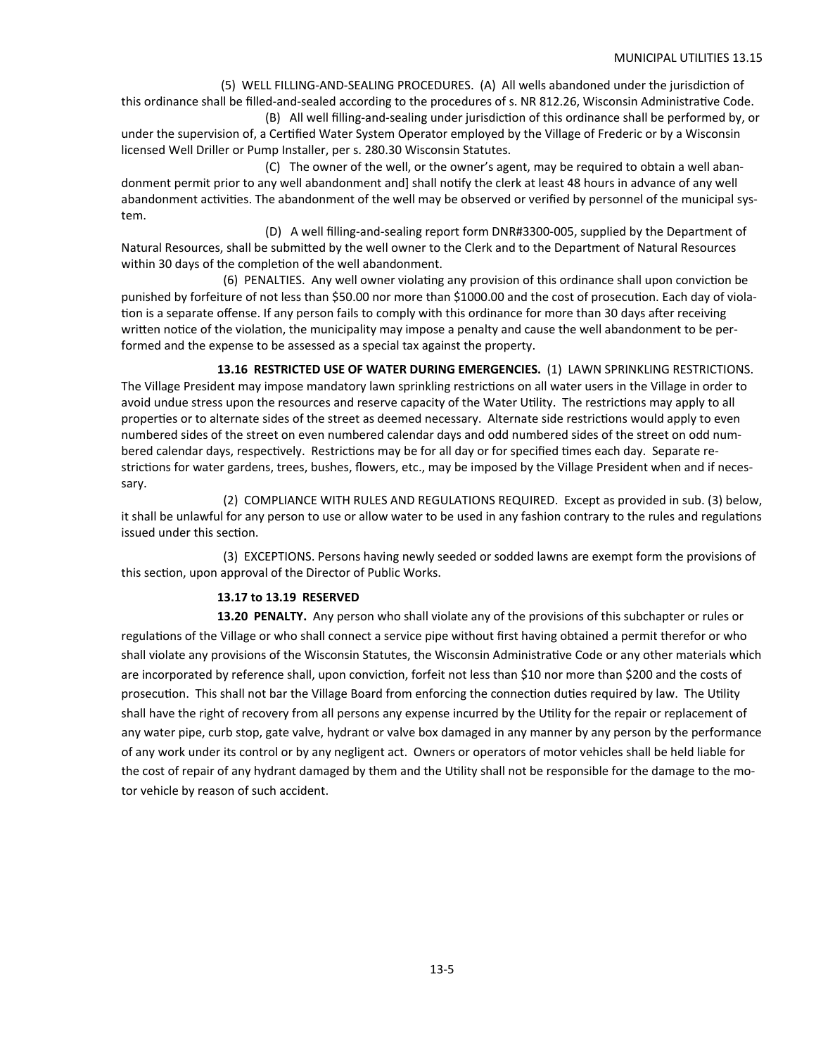(5) WELL FILLING-AND-SEALING PROCEDURES. (A) All wells abandoned under the jurisdiction of this ordinance shall be filled-and-sealed according to the procedures of s. NR 812.26, Wisconsin Administrative Code.

(B) All well filling-and-sealing under jurisdiction of this ordinance shall be performed by, or under the supervision of, a Certified Water System Operator employed by the Village of Frederic or by a Wisconsin licensed Well Driller or Pump Installer, per s. 280.30 Wisconsin Statutes.

(C) The owner of the well, or the owner's agent, may be required to obtain a well abandonment permit prior to any well abandonment and] shall notify the clerk at least 48 hours in advance of any well abandonment activities. The abandonment of the well may be observed or verified by personnel of the municipal system.

(D) A well filling-and-sealing report form DNR#3300-005, supplied by the Department of Natural Resources, shall be submitted by the well owner to the Clerk and to the Department of Natural Resources within 30 days of the completion of the well abandonment.

(6) PENALTIES. Any well owner violating any provision of this ordinance shall upon conviction be punished by forfeiture of not less than $50.00 nor more than $1000.00 and the cost of prosecution. Each day of violation is a separate offense. If any person fails to comply with this ordinance for more than 30 days after receiving written notice of the violation, the municipality may impose a penalty and cause the well abandonment to be performed and the expense to be assessed as a special tax against the property.

**13.16 RESTRICTED USE OF WATER DURING EMERGENCIES.** (1) LAWN SPRINKLING RESTRICTIONS. The Village President may impose mandatory lawn sprinkling restrictions on all water users in the Village in order to avoid undue stress upon the resources and reserve capacity of the Water Utility. The restrictions may apply to all properties or to alternate sides of the street as deemed necessary. Alternate side restrictions would apply to even numbered sides of the street on even numbered calendar days and odd numbered sides of the street on odd numbered calendar days, respectively. Restrictions may be for all day or for specified times each day. Separate restrictions for water gardens, trees, bushes, flowers, etc., may be imposed by the Village President when and if necessary.

(2) COMPLIANCE WITH RULES AND REGULATIONS REQUIRED. Except as provided in sub. (3) below, it shall be unlawful for any person to use or allow water to be used in any fashion contrary to the rules and regulations issued under this section.

(3) EXCEPTIONS. Persons having newly seeded or sodded lawns are exempt form the provisions of this section, upon approval of the Director of Public Works.

**13.17 to 13.19 RESERVED**

**13.20 PENALTY.** Any person who shall violate any of the provisions of this subchapter or rules or regulations of the Village or who shall connect a service pipe without first having obtained a permit therefor or who shall violate any provisions of the Wisconsin Statutes, the Wisconsin Administrative Code or any other materials which are incorporated by reference shall, upon conviction, forfeit not less than $10 nor more than $200 and the costs of prosecution. This shall not bar the Village Board from enforcing the connection duties required by law. The Utility shall have the right of recovery from all persons any expense incurred by the Utility for the repair or replacement of any water pipe, curb stop, gate valve, hydrant or valve box damaged in any manner by any person by the performance of any work under its control or by any negligent act. Owners or operators of motor vehicles shall be held liable for the cost of repair of any hydrant damaged by them and the Utility shall not be responsible for the damage to the motor vehicle by reason of such accident.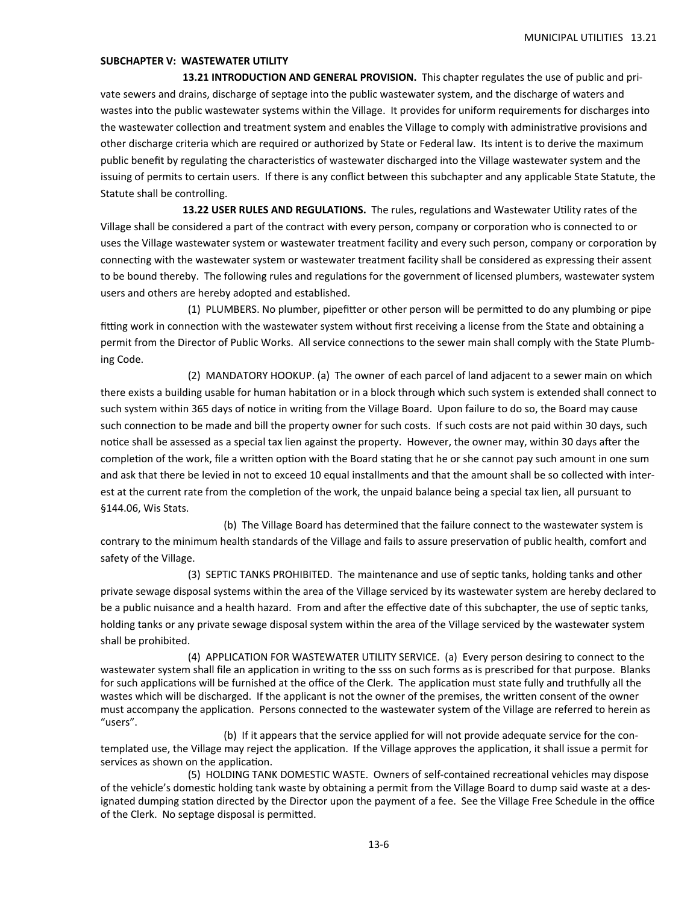## SUBCHAPTER V: WASTEWATER UTILITY

**13.21 INTRODUCTION AND GENERAL PROVISION.** This chapter regulates the use of public and private sewers and drains, discharge of septage into the public wastewater system, and the discharge of waters and wastes into the public wastewater systems within the Village. It provides for uniform requirements for discharges into the wastewater collection and treatment system and enables the Village to comply with administrative provisions and other discharge criteria which are required or authorized by State or Federal law. Its intent is to derive the maximum public benefit by regulating the characteristics of wastewater discharged into the Village wastewater system and the issuing of permits to certain users. If there is any conflict between this subchapter and any applicable State Statute, the Statute shall be controlling.

**13.22 USER RULES AND REGULATIONS.** The rules, regulations and Wastewater Utility rates of the Village shall be considered a part of the contract with every person, company or corporation who is connected to or uses the Village wastewater system or wastewater treatment facility and every such person, company or corporation by connecting with the wastewater system or wastewater treatment facility shall be considered as expressing their assent to be bound thereby. The following rules and regulations for the government of licensed plumbers, wastewater system users and others are hereby adopted and established.

(1) PLUMBERS. No plumber, pipefitter or other person will be permitted to do any plumbing or pipe fitting work in connection with the wastewater system without first receiving a license from the State and obtaining a permit from the Director of Public Works. All service connections to the sewer main shall comply with the State Plumbing Code.

(2) MANDATORY HOOKUP. (a) The owner of each parcel of land adjacent to a sewer main on which there exists a building usable for human habitation or in a block through which such system is extended shall connect to such system within 365 days of notice in writing from the Village Board. Upon failure to do so, the Board may cause such connection to be made and bill the property owner for such costs. If such costs are not paid within 30 days, such notice shall be assessed as a special tax lien against the property. However, the owner may, within 30 days after the completion of the work, file a written option with the Board stating that he or she cannot pay such amount in one sum and ask that there be levied in not to exceed 10 equal installments and that the amount shall be so collected with interest at the current rate from the completion of the work, the unpaid balance being a special tax lien, all pursuant to §144.06, Wis Stats.

(b) The Village Board has determined that the failure connect to the wastewater system is contrary to the minimum health standards of the Village and fails to assure preservation of public health, comfort and safety of the Village.

(3) SEPTIC TANKS PROHIBITED. The maintenance and use of septic tanks, holding tanks and other private sewage disposal systems within the area of the Village serviced by its wastewater system are hereby declared to be a public nuisance and a health hazard. From and after the effective date of this subchapter, the use of septic tanks, holding tanks or any private sewage disposal system within the area of the Village serviced by the wastewater system shall be prohibited.

(4) APPLICATION FOR WASTEWATER UTILITY SERVICE. (a) Every person desiring to connect to the wastewater system shall file an application in writing to the sss on such forms as is prescribed for that purpose. Blanks for such applications will be furnished at the office of the Clerk. The application must state fully and truthfully all the wastes which will be discharged. If the applicant is not the owner of the premises, the written consent of the owner must accompany the application. Persons connected to the wastewater system of the Village are referred to herein as "users".

(b) If it appears that the service applied for will not provide adequate service for the contemplated use, the Village may reject the application. If the Village approves the application, it shall issue a permit for services as shown on the application.

(5) HOLDING TANK DOMESTIC WASTE. Owners of self-contained recreational vehicles may dispose of the vehicle's domestic holding tank waste by obtaining a permit from the Village Board to dump said waste at a designated dumping station directed by the Director upon the payment of a fee. See the Village Free Schedule in the office of the Clerk. No septage disposal is permitted.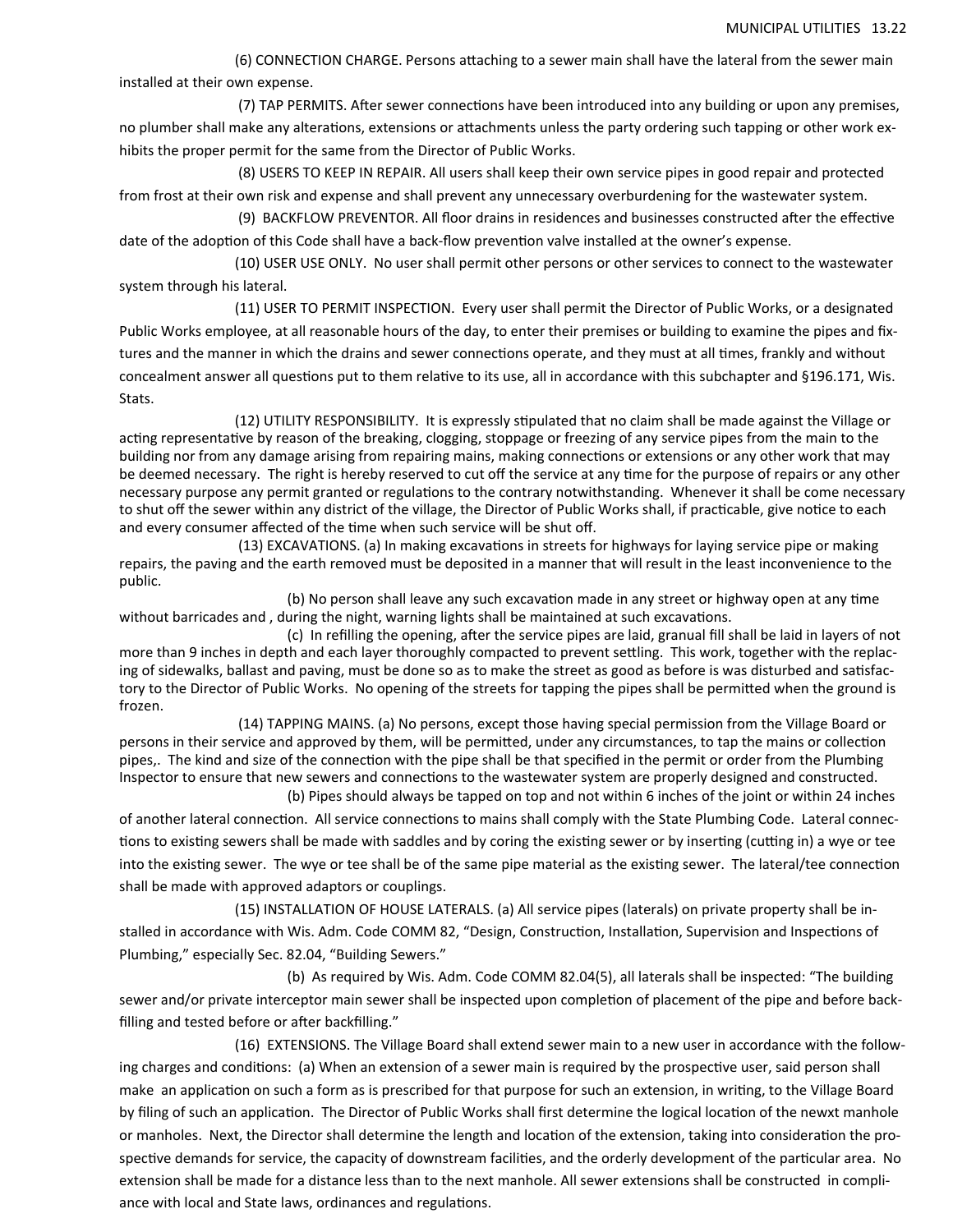(6) CONNECTION CHARGE. Persons attaching to a sewer main shall have the lateral from the sewer main installed at their own expense.

(7) TAP PERMITS. After sewer connections have been introduced into any building or upon any premises, no plumber shall make any alterations, extensions or attachments unless the party ordering such tapping or other work exhibits the proper permit for the same from the Director of Public Works.

(8) USERS TO KEEP IN REPAIR. All users shall keep their own service pipes in good repair and protected from frost at their own risk and expense and shall prevent any unnecessary overburdening for the wastewater system.

(9) BACKFLOW PREVENTOR. All floor drains in residences and businesses constructed after the effective date of the adoption of this Code shall have a back-flow prevention valve installed at the owner's expense.

(10) USER USE ONLY. No user shall permit other persons or other services to connect to the wastewater system through his lateral.

(11) USER TO PERMIT INSPECTION. Every user shall permit the Director of Public Works, or a designated Public Works employee, at all reasonable hours of the day, to enter their premises or building to examine the pipes and fixtures and the manner in which the drains and sewer connections operate, and they must at all times, frankly and without concealment answer all questions put to them relative to its use, all in accordance with this subchapter and §196.171, Wis. Stats.

(12) UTILITY RESPONSIBILITY. It is expressly stipulated that no claim shall be made against the Village or acting representative by reason of the breaking, clogging, stoppage or freezing of any service pipes from the main to the building nor from any damage arising from repairing mains, making connections or extensions or any other work that may be deemed necessary. The right is hereby reserved to cut off the service at any time for the purpose of repairs or any other necessary purpose any permit granted or regulations to the contrary notwithstanding. Whenever it shall be come necessary to shut off the sewer within any district of the village, the Director of Public Works shall, if practicable, give notice to each and every consumer affected of the time when such service will be shut off.

(13) EXCAVATIONS. (a) In making excavations in streets for highways for laying service pipe or making repairs, the paving and the earth removed must be deposited in a manner that will result in the least inconvenience to the public.

(b) No person shall leave any such excavation made in any street or highway open at any time without barricades and , during the night, warning lights shall be maintained at such excavations.

(c) In refilling the opening, after the service pipes are laid, granual fill shall be laid in layers of not more than 9 inches in depth and each layer thoroughly compacted to prevent settling. This work, together with the replacing of sidewalks, ballast and paving, must be done so as to make the street as good as before is was disturbed and satisfactory to the Director of Public Works. No opening of the streets for tapping the pipes shall be permitted when the ground is frozen.

(14) TAPPING MAINS. (a) No persons, except those having special permission from the Village Board or persons in their service and approved by them, will be permitted, under any circumstances, to tap the mains or collection pipes,. The kind and size of the connection with the pipe shall be that specified in the permit or order from the Plumbing Inspector to ensure that new sewers and connections to the wastewater system are properly designed and constructed.

(b) Pipes should always be tapped on top and not within 6 inches of the joint or within 24 inches of another lateral connection. All service connections to mains shall comply with the State Plumbing Code. Lateral connections to existing sewers shall be made with saddles and by coring the existing sewer or by inserting (cutting in) a wye or tee into the existing sewer. The wye or tee shall be of the same pipe material as the existing sewer. The lateral/tee connection shall be made with approved adaptors or couplings.

(15) INSTALLATION OF HOUSE LATERALS. (a) All service pipes (laterals) on private property shall be installed in accordance with Wis. Adm. Code COMM 82, "Design, Construction, Installation, Supervision and Inspections of Plumbing," especially Sec. 82.04, "Building Sewers."

(b) As required by Wis. Adm. Code COMM 82.04(5), all laterals shall be inspected: "The building sewer and/or private interceptor main sewer shall be inspected upon completion of placement of the pipe and before backfilling and tested before or after backfilling."

(16) EXTENSIONS. The Village Board shall extend sewer main to a new user in accordance with the following charges and conditions: (a) When an extension of a sewer main is required by the prospective user, said person shall make an application on such a form as is prescribed for that purpose for such an extension, in writing, to the Village Board by filing of such an application. The Director of Public Works shall first determine the logical location of the newxt manhole or manholes. Next, the Director shall determine the length and location of the extension, taking into consideration the prospective demands for service, the capacity of downstream facilities, and the orderly development of the particular area. No extension shall be made for a distance less than to the next manhole. All sewer extensions shall be constructed in compliance with local and State laws, ordinances and regulations.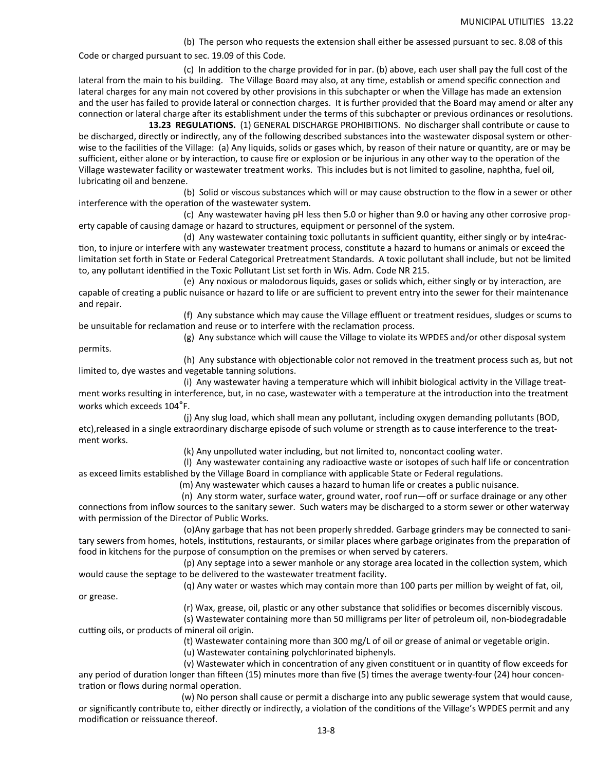(b) The person who requests the extension shall either be assessed pursuant to sec. 8.08 of this Code or charged pursuant to sec. 19.09 of this Code.

(c) In addition to the charge provided for in par. (b) above, each user shall pay the full cost of the lateral from the main to his building. The Village Board may also, at any time, establish or amend specific connection and lateral charges for any main not covered by other provisions in this subchapter or when the Village has made an extension and the user has failed to provide lateral or connection charges. It is further provided that the Board may amend or alter any connection or lateral charge after its establishment under the terms of this subchapter or previous ordinances or resolutions.

**13.23 REGULATIONS.** (1) GENERAL DISCHARGE PROHIBITIONS. No discharger shall contribute or cause to be discharged, directly or indirectly, any of the following described substances into the wastewater disposal system or otherwise to the facilities of the Village: (a) Any liquids, solids or gases which, by reason of their nature or quantity, are or may be sufficient, either alone or by interaction, to cause fire or explosion or be injurious in any other way to the operation of the Village wastewater facility or wastewater treatment works. This includes but is not limited to gasoline, naphtha, fuel oil, lubricating oil and benzene.

(b) Solid or viscous substances which will or may cause obstruction to the flow in a sewer or other interference with the operation of the wastewater system.

(c) Any wastewater having pH less then 5.0 or higher than 9.0 or having any other corrosive property capable of causing damage or hazard to structures, equipment or personnel of the system.

(d) Any wastewater containing toxic pollutants in sufficient quantity, either singly or by inte4raction, to injure or interfere with any wastewater treatment process, constitute a hazard to humans or animals or exceed the limitation set forth in State or Federal Categorical Pretreatment Standards. A toxic pollutant shall include, but not be limited to, any pollutant identified in the Toxic Pollutant List set forth in Wis. Adm. Code NR 215.

(e) Any noxious or malodorous liquids, gases or solids which, either singly or by interaction, are capable of creating a public nuisance or hazard to life or are sufficient to prevent entry into the sewer for their maintenance and repair.

(f) Any substance which may cause the Village effluent or treatment residues, sludges or scums to be unsuitable for reclamation and reuse or to interfere with the reclamation process.

(g) Any substance which will cause the Village to violate its WPDES and/or other disposal system permits.

(h) Any substance with objectionable color not removed in the treatment process such as, but not limited to, dye wastes and vegetable tanning solutions.

(i) Any wastewater having a temperature which will inhibit biological activity in the Village treatment works resulting in interference, but, in no case, wastewater with a temperature at the introduction into the treatment works which exceeds 104˚F.

(j) Any slug load, which shall mean any pollutant, including oxygen demanding pollutants (BOD, etc),released in a single extraordinary discharge episode of such volume or strength as to cause interference to the treatment works.

(k) Any unpolluted water including, but not limited to, noncontact cooling water.

(l) Any wastewater containing any radioactive waste or isotopes of such half life or concentration as exceed limits established by the Village Board in compliance with applicable State or Federal regulations.

(m) Any wastewater which causes a hazard to human life or creates a public nuisance.

(n) Any storm water, surface water, ground water, roof run—off or surface drainage or any other connections from inflow sources to the sanitary sewer. Such waters may be discharged to a storm sewer or other waterway with permission of the Director of Public Works.

(o)Any garbage that has not been properly shredded. Garbage grinders may be connected to sanitary sewers from homes, hotels, institutions, restaurants, or similar places where garbage originates from the preparation of food in kitchens for the purpose of consumption on the premises or when served by caterers.

(p) Any septage into a sewer manhole or any storage area located in the collection system, which would cause the septage to be delivered to the wastewater treatment facility.

(q) Any water or wastes which may contain more than 100 parts per million by weight of fat, oil, or grease.

(r) Wax, grease, oil, plastic or any other substance that solidifies or becomes discernibly viscous.

(s) Wastewater containing more than 50 milligrams per liter of petroleum oil, non-biodegradable cutting oils, or products of mineral oil origin.

(t) Wastewater containing more than 300 mg/L of oil or grease of animal or vegetable origin.

(u) Wastewater containing polychlorinated biphenyls.

(v) Wastewater which in concentration of any given constituent or in quantity of flow exceeds for any period of duration longer than fifteen (15) minutes more than five (5) times the average twenty-four (24) hour concentration or flows during normal operation.

(w) No person shall cause or permit a discharge into any public sewerage system that would cause, or significantly contribute to, either directly or indirectly, a violation of the conditions of the Village's WPDES permit and any modification or reissuance thereof.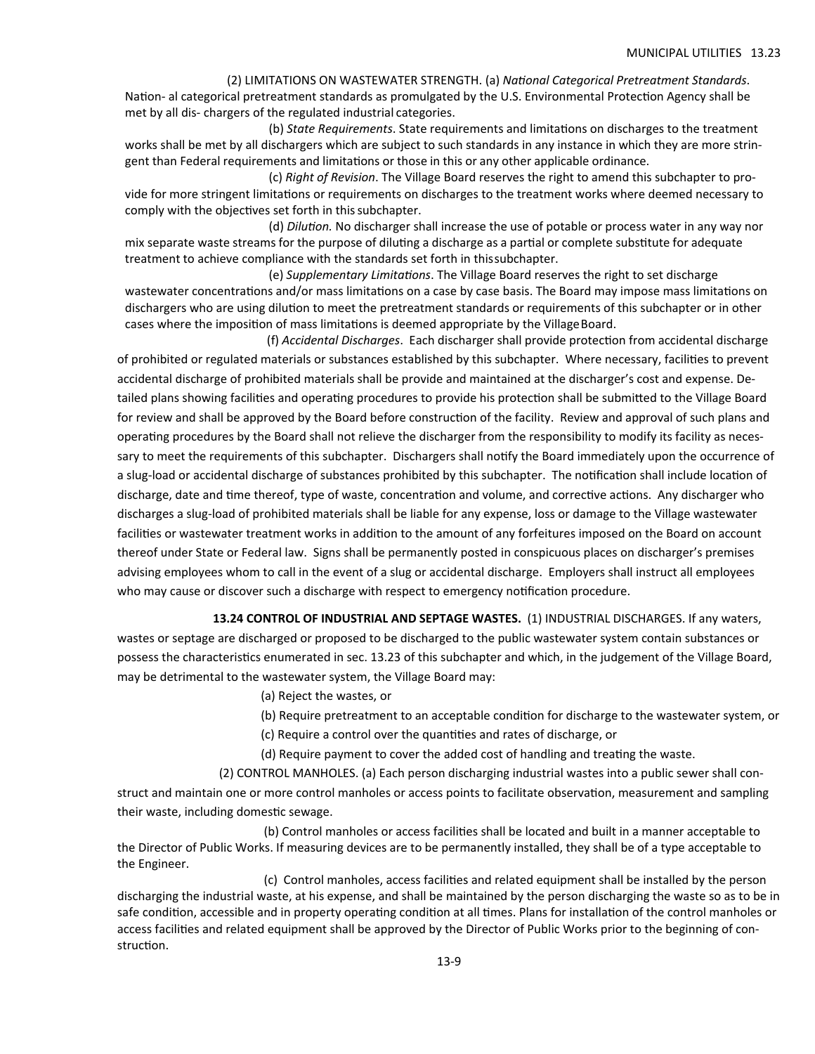(2) LIMITATIONS ON WASTEWATER STRENGTH. (a) *National Categorical Pretreatment Standards*. Nation- al categorical pretreatment standards as promulgated by the U.S. Environmental Protection Agency shall be met by all dis- chargers of the regulated industrial categories.

(b) *State Requirements*. State requirements and limitations on discharges to the treatment works shall be met by all dischargers which are subject to such standards in any instance in which they are more stringent than Federal requirements and limitations or those in this or any other applicable ordinance.

(c) *Right of Revision*. The Village Board reserves the right to amend this subchapter to provide for more stringent limitations or requirements on discharges to the treatment works where deemed necessary to comply with the objectives set forth in this subchapter.

(d) *Dilution.* No discharger shall increase the use of potable or process water in any way nor mix separate waste streams for the purpose of diluting a discharge as a partial or complete substitute for adequate treatment to achieve compliance with the standards set forth in this subchapter.

(e) *Supplementary Limitations*. The Village Board reserves the right to set discharge wastewater concentrations and/or mass limitations on a case by case basis. The Board may impose mass limitations on dischargers who are using dilution to meet the pretreatment standards or requirements of this subchapter or in other cases where the imposition of mass limitations is deemed appropriate by the Village Board.

(f) *Accidental Discharges*. Each discharger shall provide protection from accidental discharge of prohibited or regulated materials or substances established by this subchapter. Where necessary, facilities to prevent accidental discharge of prohibited materials shall be provide and maintained at the discharger's cost and expense. Detailed plans showing facilities and operating procedures to provide his protection shall be submitted to the Village Board for review and shall be approved by the Board before construction of the facility. Review and approval of such plans and operating procedures by the Board shall not relieve the discharger from the responsibility to modify its facility as necessary to meet the requirements of this subchapter. Dischargers shall notify the Board immediately upon the occurrence of a slug-load or accidental discharge of substances prohibited by this subchapter. The notification shall include location of discharge, date and time thereof, type of waste, concentration and volume, and corrective actions. Any discharger who discharges a slug-load of prohibited materials shall be liable for any expense, loss or damage to the Village wastewater facilities or wastewater treatment works in addition to the amount of any forfeitures imposed on the Board on account thereof under State or Federal law. Signs shall be permanently posted in conspicuous places on discharger's premises advising employees whom to call in the event of a slug or accidental discharge. Employers shall instruct all employees who may cause or discover such a discharge with respect to emergency notification procedure.

**13.24 CONTROL OF INDUSTRIAL AND SEPTAGE WASTES.** (1) INDUSTRIAL DISCHARGES. If any waters, wastes or septage are discharged or proposed to be discharged to the public wastewater system contain substances or possess the characteristics enumerated in sec. 13.23 of this subchapter and which, in the judgement of the Village Board, may be detrimental to the wastewater system, the Village Board may:

(a) Reject the wastes, or

(b) Require pretreatment to an acceptable condition for discharge to the wastewater system, or

(c) Require a control over the quantities and rates of discharge, or

(d) Require payment to cover the added cost of handling and treating the waste.

(2) CONTROL MANHOLES. (a) Each person discharging industrial wastes into a public sewer shall construct and maintain one or more control manholes or access points to facilitate observation, measurement and sampling their waste, including domestic sewage.

(b) Control manholes or access facilities shall be located and built in a manner acceptable to the Director of Public Works. If measuring devices are to be permanently installed, they shall be of a type acceptable to the Engineer.

(c) Control manholes, access facilities and related equipment shall be installed by the person discharging the industrial waste, at his expense, and shall be maintained by the person discharging the waste so as to be in safe condition, accessible and in property operating condition at all times. Plans for installation of the control manholes or access facilities and related equipment shall be approved by the Director of Public Works prior to the beginning of construction.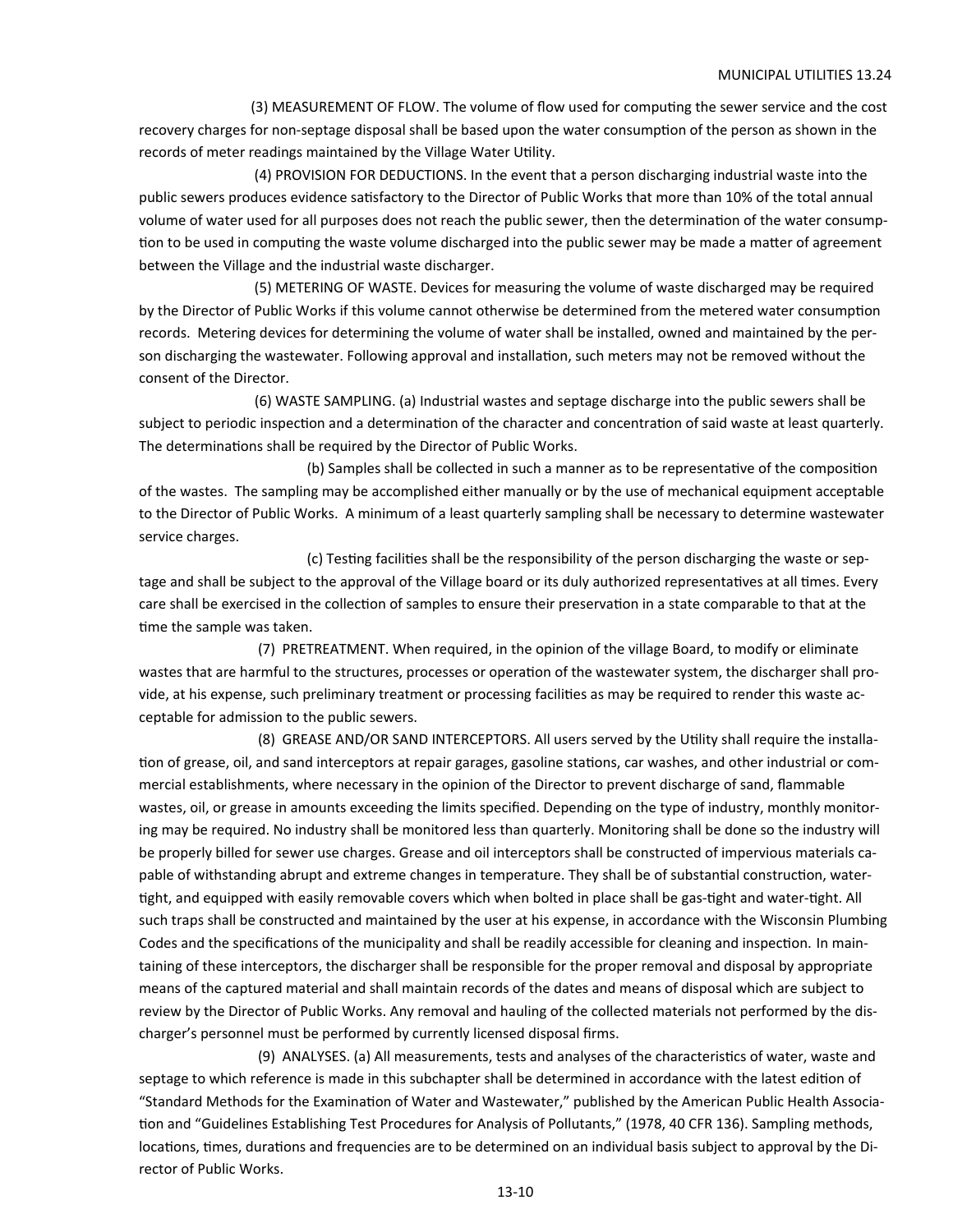(3) MEASUREMENT OF FLOW. The volume of flow used for computing the sewer service and the cost recovery charges for non-septage disposal shall be based upon the water consumption of the person as shown in the records of meter readings maintained by the Village Water Utility.

(4) PROVISION FOR DEDUCTIONS. In the event that a person discharging industrial waste into the public sewers produces evidence satisfactory to the Director of Public Works that more than 10% of the total annual volume of water used for all purposes does not reach the public sewer, then the determination of the water consumption to be used in computing the waste volume discharged into the public sewer may be made a matter of agreement between the Village and the industrial waste discharger.

(5) METERING OF WASTE. Devices for measuring the volume of waste discharged may be required by the Director of Public Works if this volume cannot otherwise be determined from the metered water consumption records. Metering devices for determining the volume of water shall be installed, owned and maintained by the person discharging the wastewater. Following approval and installation, such meters may not be removed without the consent of the Director.

(6) WASTE SAMPLING. (a) Industrial wastes and septage discharge into the public sewers shall be subject to periodic inspection and a determination of the character and concentration of said waste at least quarterly. The determinations shall be required by the Director of Public Works.

(b) Samples shall be collected in such a manner as to be representative of the composition of the wastes. The sampling may be accomplished either manually or by the use of mechanical equipment acceptable to the Director of Public Works. A minimum of a least quarterly sampling shall be necessary to determine wastewater service charges.

(c) Testing facilities shall be the responsibility of the person discharging the waste or septage and shall be subject to the approval of the Village board or its duly authorized representatives at all times. Every care shall be exercised in the collection of samples to ensure their preservation in a state comparable to that at the time the sample was taken.

(7) PRETREATMENT. When required, in the opinion of the village Board, to modify or eliminate wastes that are harmful to the structures, processes or operation of the wastewater system, the discharger shall provide, at his expense, such preliminary treatment or processing facilities as may be required to render this waste acceptable for admission to the public sewers.

(8) GREASE AND/OR SAND INTERCEPTORS. All users served by the Utility shall require the installation of grease, oil, and sand interceptors at repair garages, gasoline stations, car washes, and other industrial or commercial establishments, where necessary in the opinion of the Director to prevent discharge of sand, flammable wastes, oil, or grease in amounts exceeding the limits specified. Depending on the type of industry, monthly monitoring may be required. No industry shall be monitored less than quarterly. Monitoring shall be done so the industry will be properly billed for sewer use charges. Grease and oil interceptors shall be constructed of impervious materials capable of withstanding abrupt and extreme changes in temperature. They shall be of substantial construction, watertight, and equipped with easily removable covers which when bolted in place shall be gas-tight and water-tight. All such traps shall be constructed and maintained by the user at his expense, in accordance with the Wisconsin Plumbing Codes and the specifications of the municipality and shall be readily accessible for cleaning and inspection. In maintaining of these interceptors, the discharger shall be responsible for the proper removal and disposal by appropriate means of the captured material and shall maintain records of the dates and means of disposal which are subject to review by the Director of Public Works. Any removal and hauling of the collected materials not performed by the discharger's personnel must be performed by currently licensed disposal firms.

(9) ANALYSES. (a) All measurements, tests and analyses of the characteristics of water, waste and septage to which reference is made in this subchapter shall be determined in accordance with the latest edition of "Standard Methods for the Examination of Water and Wastewater," published by the American Public Health Association and "Guidelines Establishing Test Procedures for Analysis of Pollutants," (1978, 40 CFR 136). Sampling methods, locations, times, durations and frequencies are to be determined on an individual basis subject to approval by the Director of Public Works.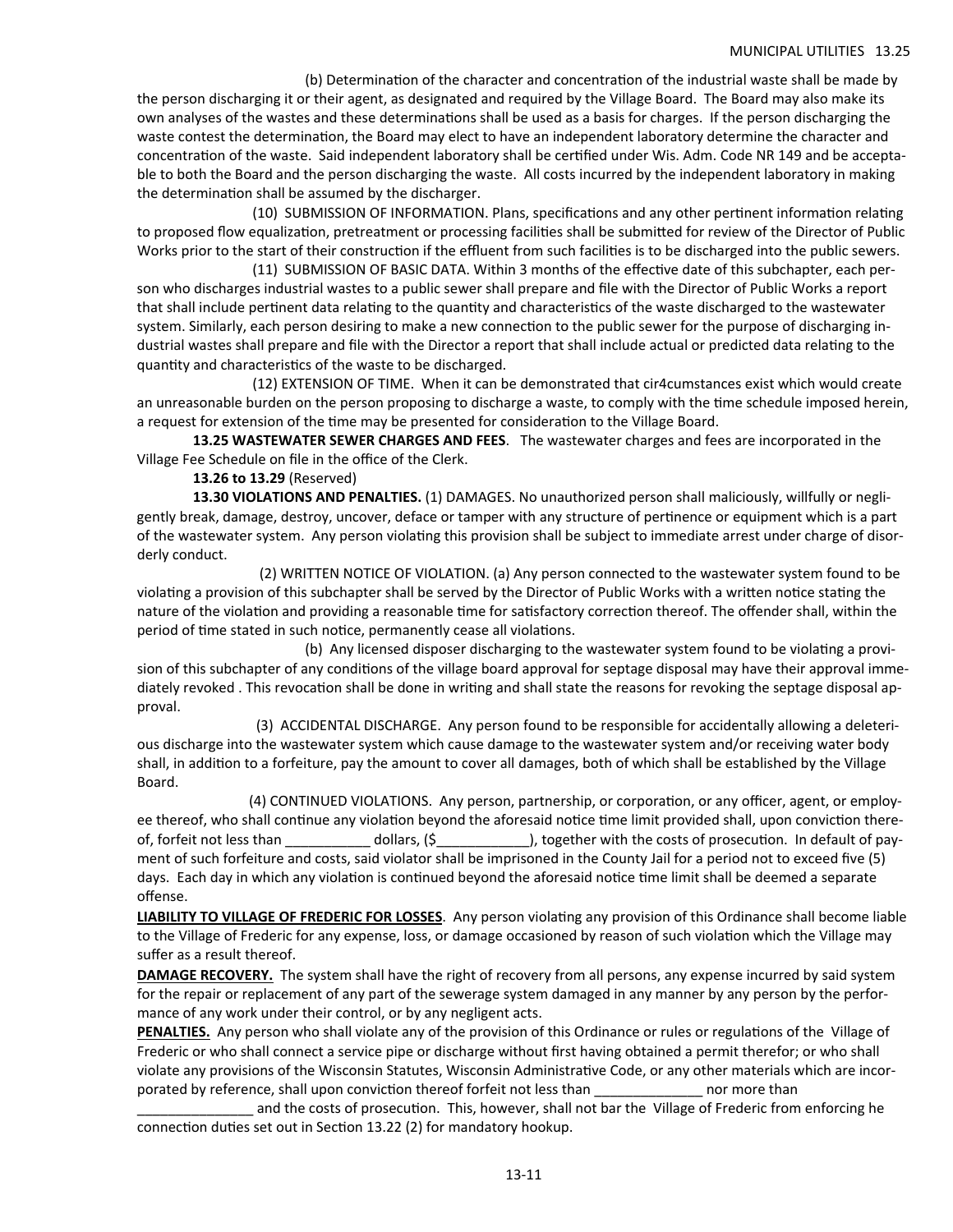(b) Determination of the character and concentration of the industrial waste shall be made by the person discharging it or their agent, as designated and required by the Village Board. The Board may also make its own analyses of the wastes and these determinations shall be used as a basis for charges. If the person discharging the waste contest the determination, the Board may elect to have an independent laboratory determine the character and concentration of the waste. Said independent laboratory shall be certified under Wis. Adm. Code NR 149 and be acceptable to both the Board and the person discharging the waste. All costs incurred by the independent laboratory in making the determination shall be assumed by the discharger.

(10) SUBMISSION OF INFORMATION. Plans, specifications and any other pertinent information relating to proposed flow equalization, pretreatment or processing facilities shall be submitted for review of the Director of Public Works prior to the start of their construction if the effluent from such facilities is to be discharged into the public sewers.

(11) SUBMISSION OF BASIC DATA. Within 3 months of the effective date of this subchapter, each person who discharges industrial wastes to a public sewer shall prepare and file with the Director of Public Works a report that shall include pertinent data relating to the quantity and characteristics of the waste discharged to the wastewater system. Similarly, each person desiring to make a new connection to the public sewer for the purpose of discharging industrial wastes shall prepare and file with the Director a report that shall include actual or predicted data relating to the quantity and characteristics of the waste to be discharged.

(12) EXTENSION OF TIME. When it can be demonstrated that cir4cumstances exist which would create an unreasonable burden on the person proposing to discharge a waste, to comply with the time schedule imposed herein, a request for extension of the time may be presented for consideration to the Village Board.

**13.25 WASTEWATER SEWER CHARGES AND FEES**. The wastewater charges and fees are incorporated in the Village Fee Schedule on file in the office of the Clerk.

**13.26 to 13.29** (Reserved)

**13.30 VIOLATIONS AND PENALTIES.** (1) DAMAGES. No unauthorized person shall maliciously, willfully or negligently break, damage, destroy, uncover, deface or tamper with any structure of pertinence or equipment which is a part of the wastewater system. Any person violating this provision shall be subject to immediate arrest under charge of disorderly conduct.

(2) WRITTEN NOTICE OF VIOLATION. (a) Any person connected to the wastewater system found to be violating a provision of this subchapter shall be served by the Director of Public Works with a written notice stating the nature of the violation and providing a reasonable time for satisfactory correction thereof. The offender shall, within the period of time stated in such notice, permanently cease all violations.

(b) Any licensed disposer discharging to the wastewater system found to be violating a provision of this subchapter of any conditions of the village board approval for septage disposal may have their approval immediately revoked . This revocation shall be done in writing and shall state the reasons for revoking the septage disposal approval.

(3) ACCIDENTAL DISCHARGE. Any person found to be responsible for accidentally allowing a deleterious discharge into the wastewater system which cause damage to the wastewater system and/or receiving water body shall, in addition to a forfeiture, pay the amount to cover all damages, both of which shall be established by the Village Board.

(4) CONTINUED VIOLATIONS. Any person, partnership, or corporation, or any officer, agent, or employee thereof, who shall continue any violation beyond the aforesaid notice time limit provided shall, upon conviction thereof, forfeit not less than ___________ dollars, ($____________), together with the costs of prosecution. In default of payment of such forfeiture and costs, said violator shall be imprisoned in the County Jail for a period not to exceed five (5) days. Each day in which any violation is continued beyond the aforesaid notice time limit shall be deemed a separate offense.

**LIABILITY TO VILLAGE OF FREDERIC FOR LOSSES**. Any person violating any provision of this Ordinance shall become liable to the Village of Frederic for any expense, loss, or damage occasioned by reason of such violation which the Village may suffer as a result thereof.

**DAMAGE RECOVERY.** The system shall have the right of recovery from all persons, any expense incurred by said system for the repair or replacement of any part of the sewerage system damaged in any manner by any person by the performance of any work under their control, or by any negligent acts.

**PENALTIES.** Any person who shall violate any of the provision of this Ordinance or rules or regulations of the Village of Frederic or who shall connect a service pipe or discharge without first having obtained a permit therefor; or who shall violate any provisions of the Wisconsin Statutes, Wisconsin Administrative Code, or any other materials which are incorporated by reference, shall upon conviction thereof forfeit not less than ______________ nor more than _______________ and the costs of prosecution. This, however, shall not bar the Village of Frederic from enforcing he connection duties set out in Section 13.22 (2) for mandatory hookup.